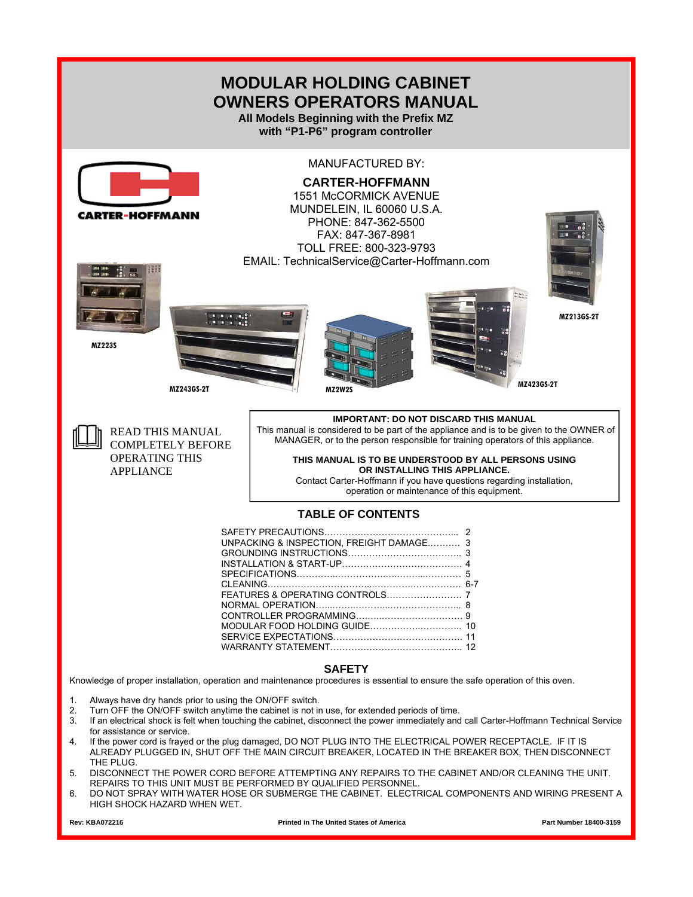# MODULAR HOLDING CABINET
# OWNERS OPERATORS MANUAL

**All Models Beginning with the Prefix MZ**
**with "P1-P6" program controller**

MANUFACTURED BY:

**CARTER-HOFFMANN**
1551 McCORMICK AVENUE
MUNDELEIN, IL 60060 U.S.A.
PHONE: 847-362-5500
FAX: 847-367-8981
TOLL FREE: 800-323-9793
EMAIL: TechnicalService@Carter-Hoffmann.com

MZ223S

MZ243GS-2T

MZ2W2S

MZ423GS-2T

MZ213GS-2T

READ THIS MANUAL COMPLETELY BEFORE OPERATING THIS APPLIANCE

**IMPORTANT: DO NOT DISCARD THIS MANUAL**
This manual is considered to be part of the appliance and is to be given to the OWNER of MANAGER, or to the person responsible for training operators of this appliance.

**THIS MANUAL IS TO BE UNDERSTOOD BY ALL PERSONS USING OR INSTALLING THIS APPLIANCE.**
Contact Carter-Hoffmann if you have questions regarding installation, operation or maintenance of this equipment.

## TABLE OF CONTENTS

| | |
|---|---|
| SAFETY PRECAUTIONS | 2 |
| UNPACKING & INSPECTION, FREIGHT DAMAGE | 3 |
| GROUNDING INSTRUCTIONS | 3 |
| INSTALLATION & START-UP | 4 |
| SPECIFICATIONS | 5 |
| CLEANING | 6-7 |
| FEATURES & OPERATING CONTROLS | 7 |
| NORMAL OPERATION | 8 |
| CONTROLLER PROGRAMMING | 9 |
| MODULAR FOOD HOLDING GUIDE | 10 |
| SERVICE EXPECTATIONS | 11 |
| WARRANTY STATEMENT | 12 |

## SAFETY

Knowledge of proper installation, operation and maintenance procedures is essential to ensure the safe operation of this oven.

1. Always have dry hands prior to using the ON/OFF switch.
2. Turn OFF the ON/OFF switch anytime the cabinet is not in use, for extended periods of time.
3. If an electrical shock is felt when touching the cabinet, disconnect the power immediately and call Carter-Hoffmann Technical Service for assistance or service.
4. If the power cord is frayed or the plug damaged, DO NOT PLUG INTO THE ELECTRICAL POWER RECEPTACLE. IF IT IS ALREADY PLUGGED IN, SHUT OFF THE MAIN CIRCUIT BREAKER, LOCATED IN THE BREAKER BOX, THEN DISCONNECT THE PLUG.
5. DISCONNECT THE POWER CORD BEFORE ATTEMPTING ANY REPAIRS TO THE CABINET AND/OR CLEANING THE UNIT. REPAIRS TO THIS UNIT MUST BE PERFORMED BY QUALIFIED PERSONNEL.
6. DO NOT SPRAY WITH WATER HOSE OR SUBMERGE THE CABINET. ELECTRICAL COMPONENTS AND WIRING PRESENT A HIGH SHOCK HAZARD WHEN WET.

Rev: KBA072216    Printed in The United States of America    Part Number 18400-3159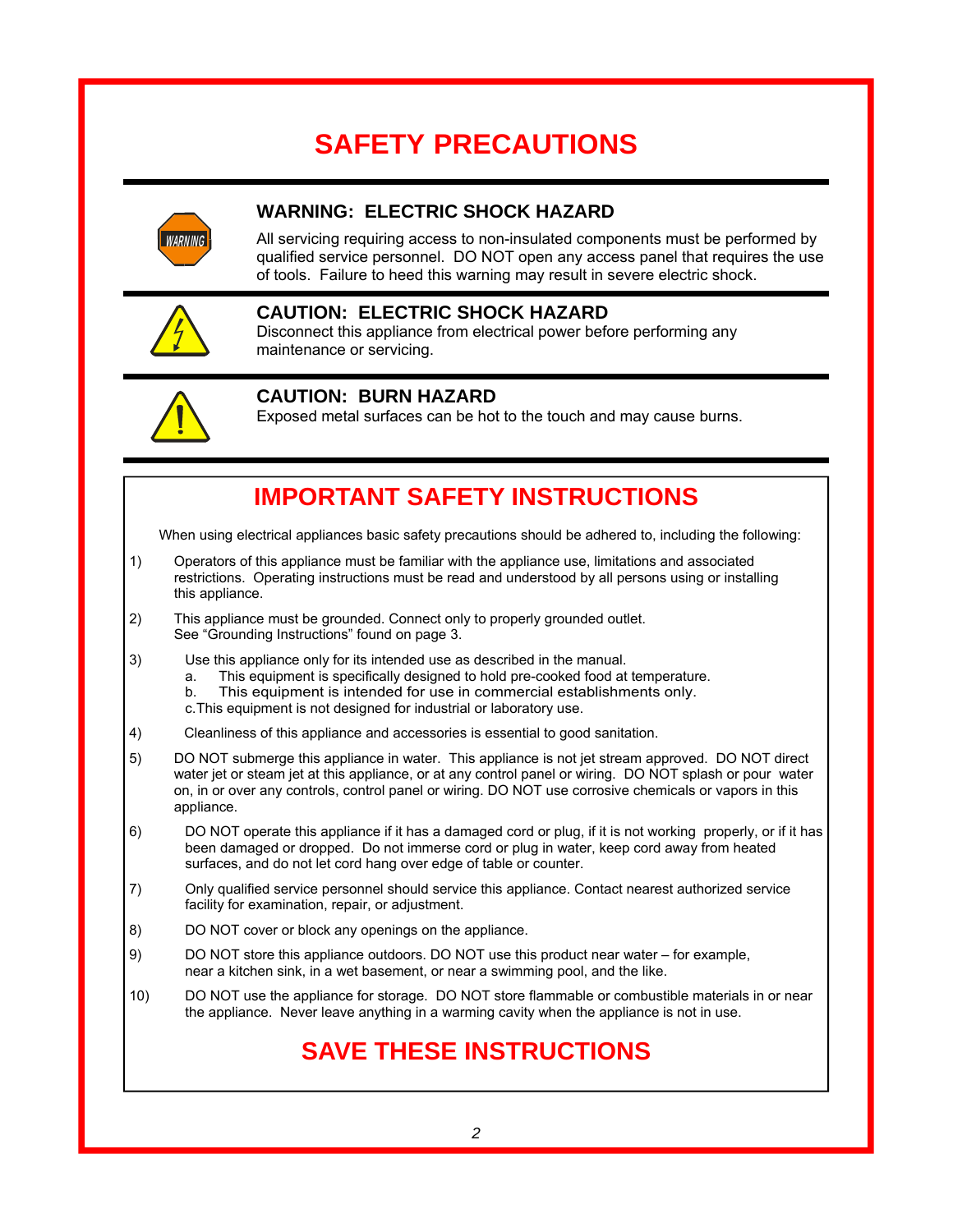# SAFETY PRECAUTIONS

## WARNING: ELECTRIC SHOCK HAZARD

All servicing requiring access to non-insulated components must be performed by qualified service personnel. DO NOT open any access panel that requires the use of tools. Failure to heed this warning may result in severe electric shock.

## CAUTION: ELECTRIC SHOCK HAZARD

Disconnect this appliance from electrical power before performing any maintenance or servicing.

## CAUTION: BURN HAZARD

Exposed metal surfaces can be hot to the touch and may cause burns.

# IMPORTANT SAFETY INSTRUCTIONS

When using electrical appliances basic safety precautions should be adhered to, including the following:

1) Operators of this appliance must be familiar with the appliance use, limitations and associated restrictions. Operating instructions must be read and understood by all persons using or installing this appliance.

2) This appliance must be grounded. Connect only to properly grounded outlet. See "Grounding Instructions" found on page 3.

3) Use this appliance only for its intended use as described in the manual.
   a. This equipment is specifically designed to hold pre-cooked food at temperature.
   b. This equipment is intended for use in commercial establishments only.
   c. This equipment is not designed for industrial or laboratory use.

4) Cleanliness of this appliance and accessories is essential to good sanitation.

5) DO NOT submerge this appliance in water. This appliance is not jet stream approved. DO NOT direct water jet or steam jet at this appliance, or at any control panel or wiring. DO NOT splash or pour water on, in or over any controls, control panel or wiring. DO NOT use corrosive chemicals or vapors in this appliance.

6) DO NOT operate this appliance if it has a damaged cord or plug, if it is not working properly, or if it has been damaged or dropped. Do not immerse cord or plug in water, keep cord away from heated surfaces, and do not let cord hang over edge of table or counter.

7) Only qualified service personnel should service this appliance. Contact nearest authorized service facility for examination, repair, or adjustment.

8) DO NOT cover or block any openings on the appliance.

9) DO NOT store this appliance outdoors. DO NOT use this product near water – for example, near a kitchen sink, in a wet basement, or near a swimming pool, and the like.

10) DO NOT use the appliance for storage. DO NOT store flammable or combustible materials in or near the appliance. Never leave anything in a warming cavity when the appliance is not in use.

# SAVE THESE INSTRUCTIONS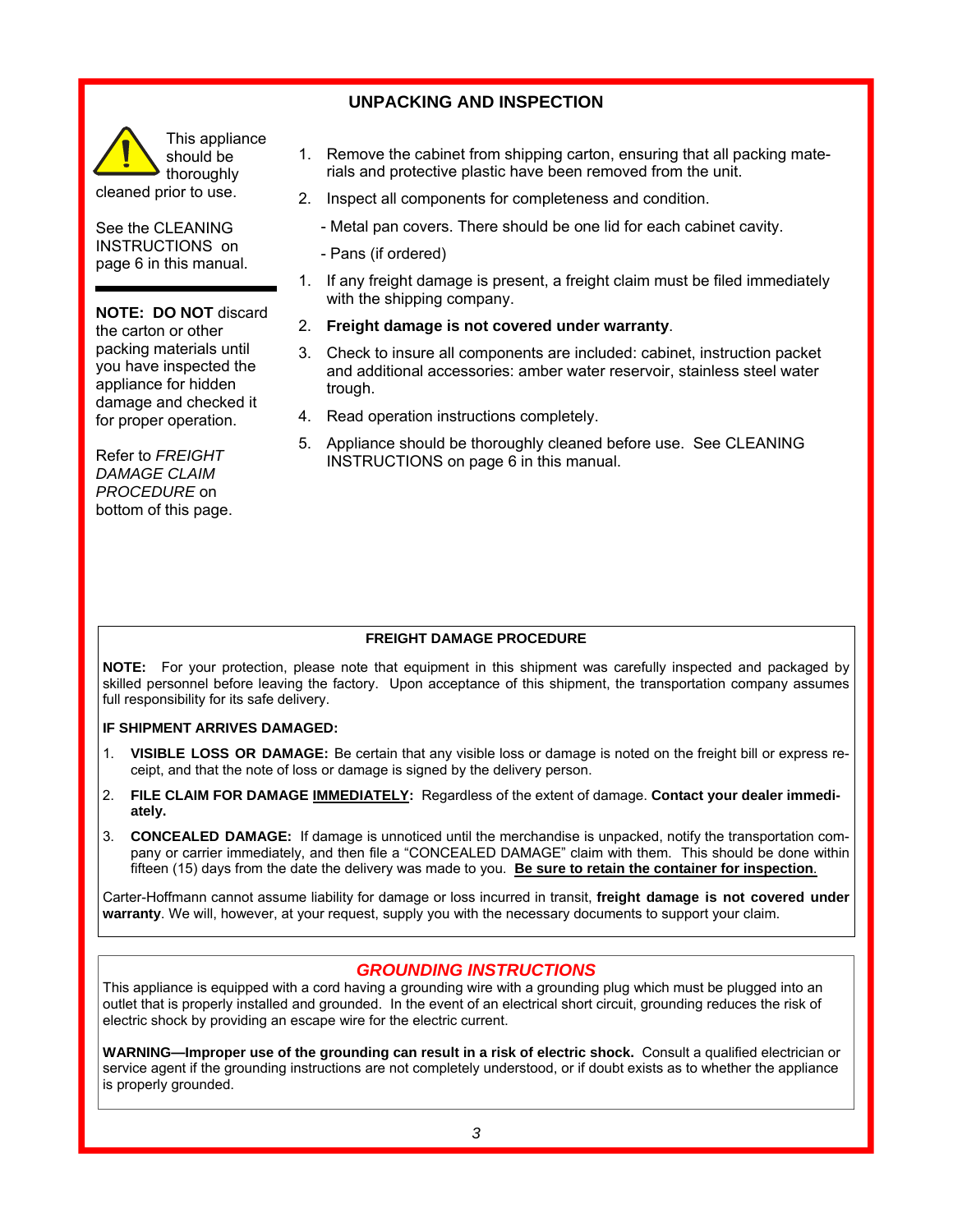## UNPACKING AND INSPECTION

This appliance should be thoroughly cleaned prior to use.

See the CLEANING INSTRUCTIONS on page 6 in this manual.

---

**NOTE: DO NOT** discard the carton or other packing materials until you have inspected the appliance for hidden damage and checked it for proper operation.

Refer to *FREIGHT DAMAGE CLAIM PROCEDURE* on bottom of this page.

1. Remove the cabinet from shipping carton, ensuring that all packing materials and protective plastic have been removed from the unit.
2. Inspect all components for completeness and condition.
   - Metal pan covers. There should be one lid for each cabinet cavity.
   - Pans (if ordered)

1. If any freight damage is present, a freight claim must be filed immediately with the shipping company.
2. **Freight damage is not covered under warranty**.
3. Check to insure all components are included: cabinet, instruction packet and additional accessories: amber water reservoir, stainless steel water trough.
4. Read operation instructions completely.
5. Appliance should be thoroughly cleaned before use. See CLEANING INSTRUCTIONS on page 6 in this manual.

### FREIGHT DAMAGE PROCEDURE

**NOTE:** For your protection, please note that equipment in this shipment was carefully inspected and packaged by skilled personnel before leaving the factory. Upon acceptance of this shipment, the transportation company assumes full responsibility for its safe delivery.

**IF SHIPMENT ARRIVES DAMAGED:**

1. **VISIBLE LOSS OR DAMAGE:** Be certain that any visible loss or damage is noted on the freight bill or express receipt, and that the note of loss or damage is signed by the delivery person.
2. **FILE CLAIM FOR DAMAGE IMMEDIATELY:** Regardless of the extent of damage. **Contact your dealer immediately.**
3. **CONCEALED DAMAGE:** If damage is unnoticed until the merchandise is unpacked, notify the transportation company or carrier immediately, and then file a "CONCEALED DAMAGE" claim with them. This should be done within fifteen (15) days from the date the delivery was made to you. **Be sure to retain the container for inspection**.

Carter-Hoffmann cannot assume liability for damage or loss incurred in transit, **freight damage is not covered under warranty**. We will, however, at your request, supply you with the necessary documents to support your claim.

### *GROUNDING INSTRUCTIONS*

This appliance is equipped with a cord having a grounding wire with a grounding plug which must be plugged into an outlet that is properly installed and grounded. In the event of an electrical short circuit, grounding reduces the risk of electric shock by providing an escape wire for the electric current.

**WARNING—Improper use of the grounding can result in a risk of electric shock.** Consult a qualified electrician or service agent if the grounding instructions are not completely understood, or if doubt exists as to whether the appliance is properly grounded.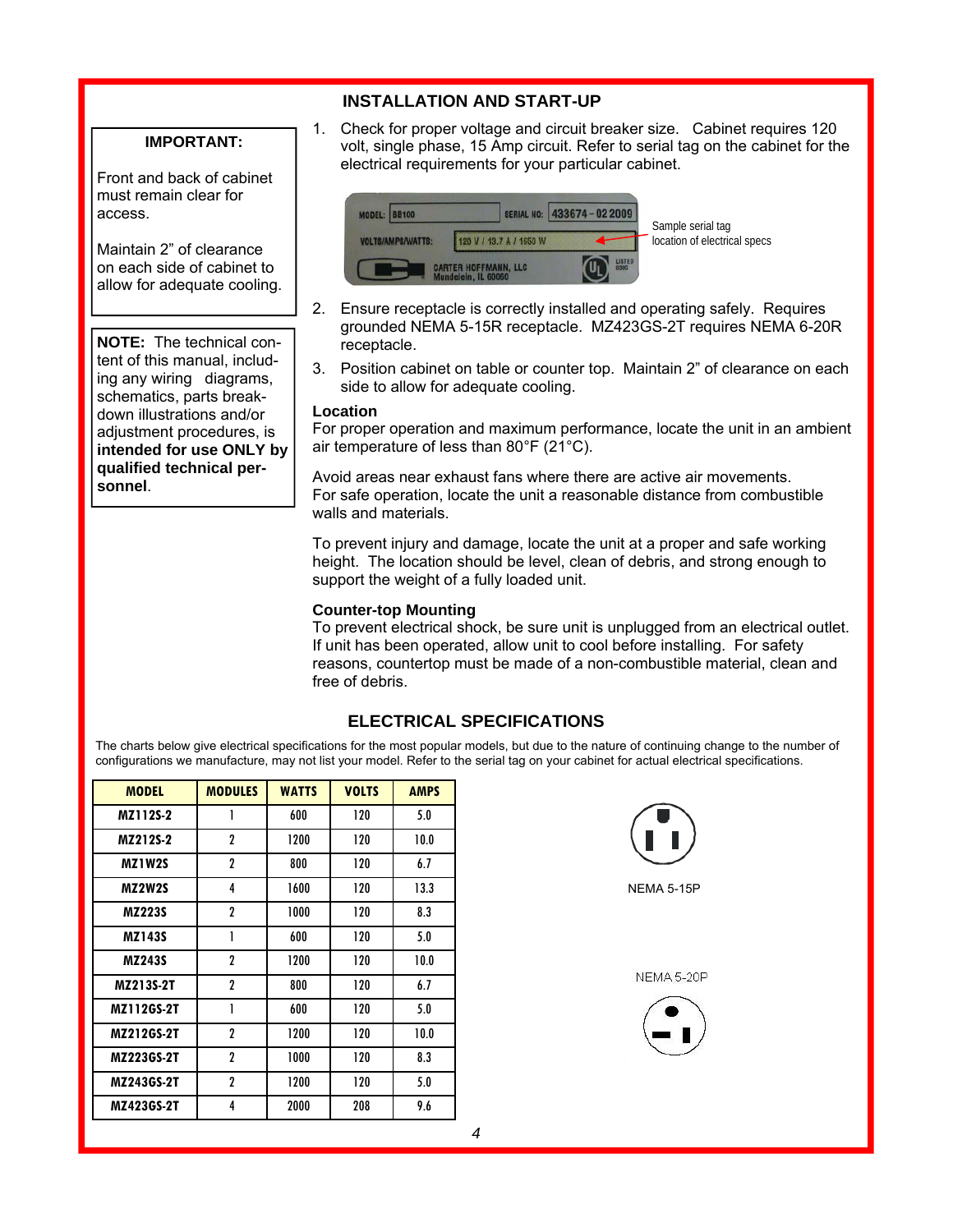**IMPORTANT:**

Front and back of cabinet must remain clear for access.

Maintain 2" of clearance on each side of cabinet to allow for adequate cooling.

**NOTE:** The technical content of this manual, including any wiring diagrams, schematics, parts breakdown illustrations and/or adjustment procedures, is **intended for use ONLY by qualified technical personnel**.

## INSTALLATION AND START-UP

1. Check for proper voltage and circuit breaker size. Cabinet requires 120 volt, single phase, 15 Amp circuit. Refer to serial tag on the cabinet for the electrical requirements for your particular cabinet.

MODEL: BB100 SERIAL NO: 433674-02 2009
VOLTS/AMPS/WATTS: 120 V / 13.7 A / 1650 W
CARTER HOFFMANN, LLC Mundelein, IL 60060

Sample serial tag location of electrical specs

2. Ensure receptacle is correctly installed and operating safely. Requires grounded NEMA 5-15R receptacle. MZ423GS-2T requires NEMA 6-20R receptacle.
3. Position cabinet on table or counter top. Maintain 2" of clearance on each side to allow for adequate cooling.

### Location

For proper operation and maximum performance, locate the unit in an ambient air temperature of less than 80°F (21°C).

Avoid areas near exhaust fans where there are active air movements. For safe operation, locate the unit a reasonable distance from combustible walls and materials.

To prevent injury and damage, locate the unit at a proper and safe working height. The location should be level, clean of debris, and strong enough to support the weight of a fully loaded unit.

### Counter-top Mounting

To prevent electrical shock, be sure unit is unplugged from an electrical outlet. If unit has been operated, allow unit to cool before installing. For safety reasons, countertop must be made of a non-combustible material, clean and free of debris.

## ELECTRICAL SPECIFICATIONS

The charts below give electrical specifications for the most popular models, but due to the nature of continuing change to the number of configurations we manufacture, may not list your model. Refer to the serial tag on your cabinet for actual electrical specifications.

| MODEL | MODULES | WATTS | VOLTS | AMPS |
|---|---|---|---|---|
| MZ112S-2 | 1 | 600 | 120 | 5.0 |
| MZ212S-2 | 2 | 1200 | 120 | 10.0 |
| MZ1W2S | 2 | 800 | 120 | 6.7 |
| MZ2W2S | 4 | 1600 | 120 | 13.3 |
| MZ223S | 2 | 1000 | 120 | 8.3 |
| MZ143S | 1 | 600 | 120 | 5.0 |
| MZ243S | 2 | 1200 | 120 | 10.0 |
| MZ213S-2T | 2 | 800 | 120 | 6.7 |
| MZ112GS-2T | 1 | 600 | 120 | 5.0 |
| MZ212GS-2T | 2 | 1200 | 120 | 10.0 |
| MZ223GS-2T | 2 | 1000 | 120 | 8.3 |
| MZ243GS-2T | 2 | 1200 | 120 | 5.0 |
| MZ423GS-2T | 4 | 2000 | 208 | 9.6 |

NEMA 5-15P

NEMA 5-20P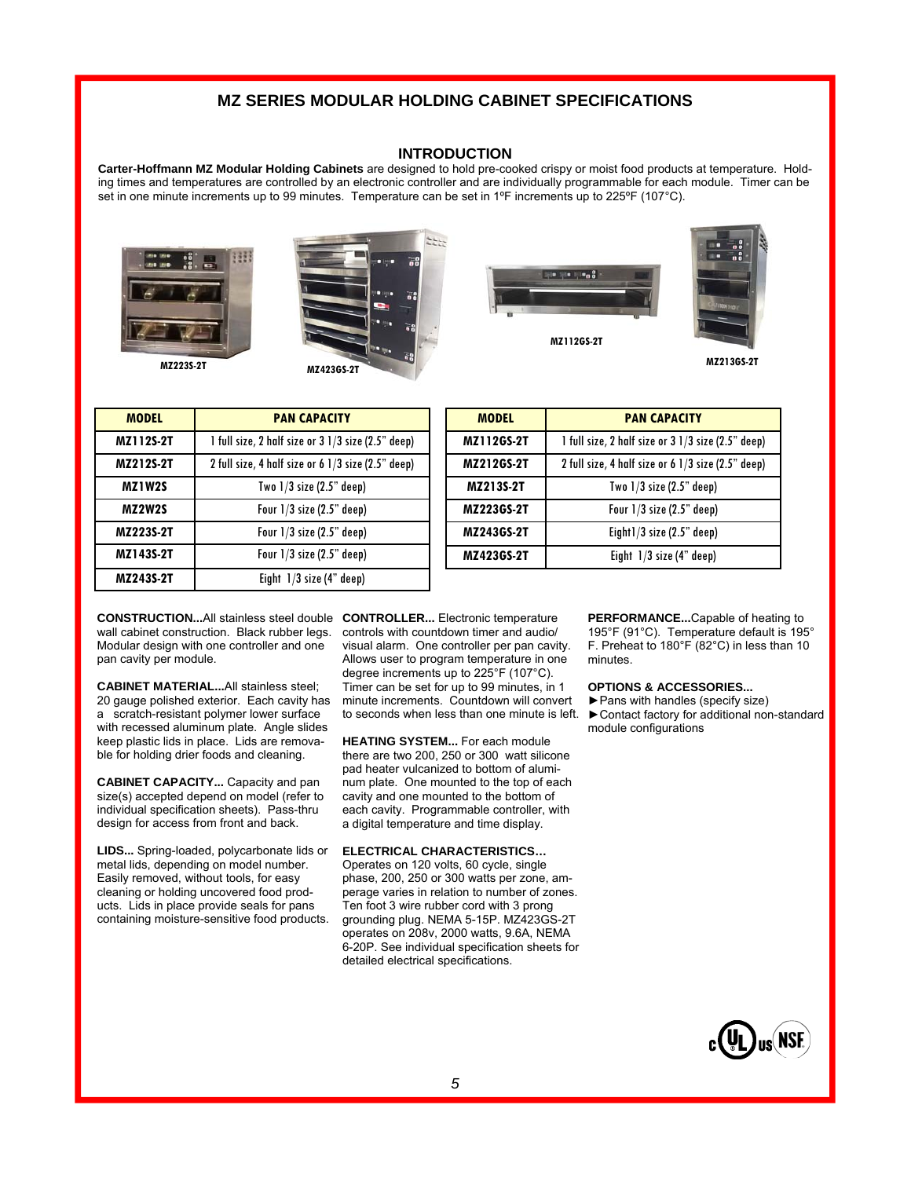# MZ SERIES MODULAR HOLDING CABINET SPECIFICATIONS

## INTRODUCTION

**Carter-Hoffmann MZ Modular Holding Cabinets** are designed to hold pre-cooked crispy or moist food products at temperature. Holding times and temperatures are controlled by an electronic controller and are individually programmable for each module. Timer can be set in one minute increments up to 99 minutes. Temperature can be set in 1ºF increments up to 225ºF (107°C).

MZ223S-2T

MZ423GS-2T

MZ112GS-2T

MZ213GS-2T

| MODEL | PAN CAPACITY |
|---|---|
| MZ112S-2T | 1 full size, 2 half size or 3 1/3 size (2.5" deep) |
| MZ212S-2T | 2 full size, 4 half size or 6 1/3 size (2.5" deep) |
| MZ1W2S | Two 1/3 size (2.5" deep) |
| MZ2W2S | Four 1/3 size (2.5" deep) |
| MZ223S-2T | Four 1/3 size (2.5" deep) |
| MZ143S-2T | Four 1/3 size (2.5" deep) |
| MZ243S-2T | Eight 1/3 size (4" deep) |

| MODEL | PAN CAPACITY |
|---|---|
| MZ112GS-2T | 1 full size, 2 half size or 3 1/3 size (2.5" deep) |
| MZ212GS-2T | 2 full size, 4 half size or 6 1/3 size (2.5" deep) |
| MZ213S-2T | Two 1/3 size (2.5" deep) |
| MZ223GS-2T | Four 1/3 size (2.5" deep) |
| MZ243GS-2T | Eight1/3 size (2.5" deep) |
| MZ423GS-2T | Eight 1/3 size (4" deep) |

**CONSTRUCTION...**All stainless steel double wall cabinet construction. Black rubber legs. Modular design with one controller and one pan cavity per module.

**CABINET MATERIAL...**All stainless steel; 20 gauge polished exterior. Each cavity has a scratch-resistant polymer lower surface with recessed aluminum plate. Angle slides keep plastic lids in place. Lids are removable for holding drier foods and cleaning.

**CABINET CAPACITY...** Capacity and pan size(s) accepted depend on model (refer to individual specification sheets). Pass-thru design for access from front and back.

**LIDS...** Spring-loaded, polycarbonate lids or metal lids, depending on model number. Easily removed, without tools, for easy cleaning or holding uncovered food products. Lids in place provide seals for pans containing moisture-sensitive food products.

**CONTROLLER...** Electronic temperature controls with countdown timer and audio/visual alarm. One controller per pan cavity. Allows user to program temperature in one degree increments up to 225°F (107°C). Timer can be set for up to 99 minutes, in 1 minute increments. Countdown will convert to seconds when less than one minute is left.

**HEATING SYSTEM...** For each module there are two 200, 250 or 300 watt silicone pad heater vulcanized to bottom of aluminum plate. One mounted to the top of each cavity and one mounted to the bottom of each cavity. Programmable controller, with a digital temperature and time display.

**ELECTRICAL CHARACTERISTICS…** Operates on 120 volts, 60 cycle, single phase, 200, 250 or 300 watts per zone, amperage varies in relation to number of zones. Ten foot 3 wire rubber cord with 3 prong grounding plug. NEMA 5-15P. MZ423GS-2T operates on 208v, 2000 watts, 9.6A, NEMA 6-20P. See individual specification sheets for detailed electrical specifications.

**PERFORMANCE...**Capable of heating to 195°F (91°C). Temperature default is 195° F. Preheat to 180°F (82°C) in less than 10 minutes.

**OPTIONS & ACCESSORIES...**

- ►Pans with handles (specify size)
- ►Contact factory for additional non-standard module configurations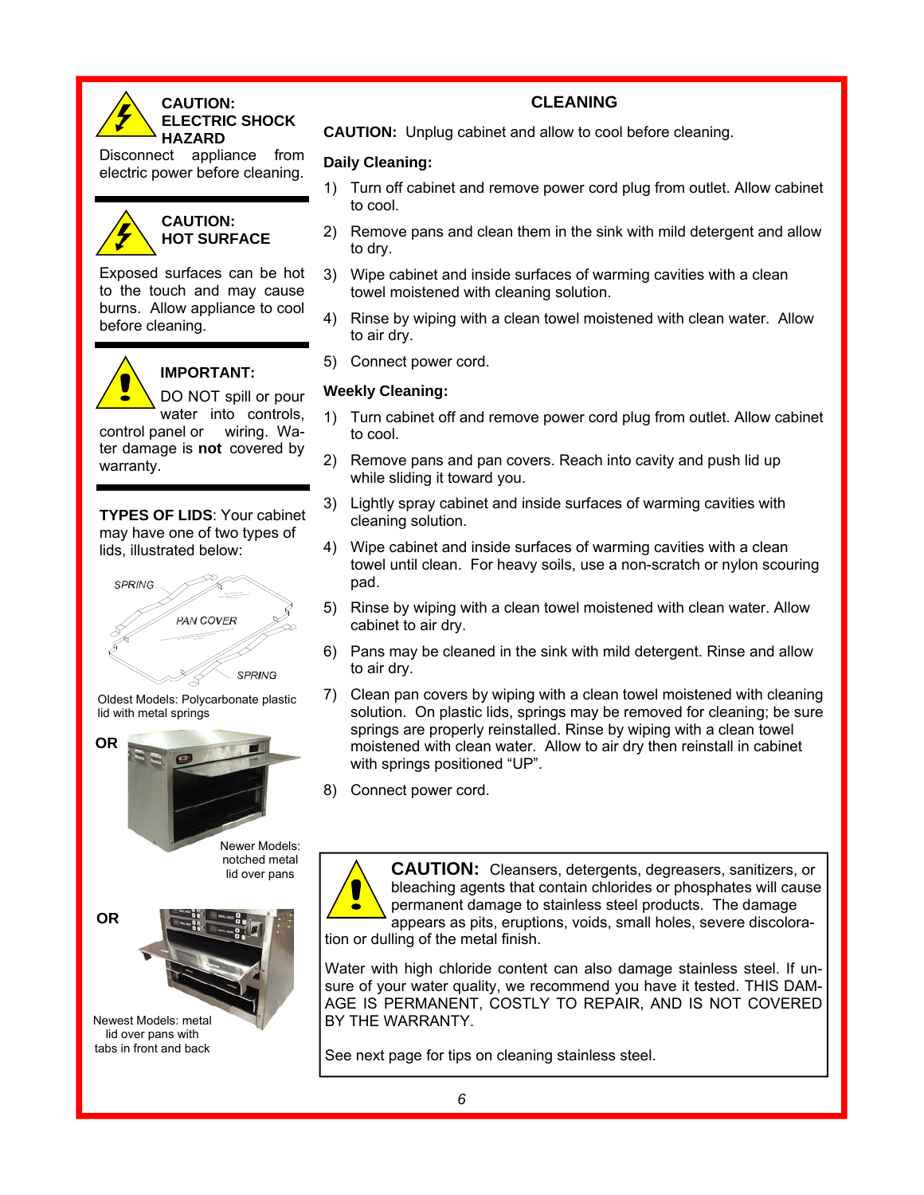**CAUTION: ELECTRIC SHOCK HAZARD**

Disconnect appliance from electric power before cleaning.

**CAUTION: HOT SURFACE**

Exposed surfaces can be hot to the touch and may cause burns. Allow appliance to cool before cleaning.

**IMPORTANT:**

DO NOT spill or pour water into controls, control panel or wiring. Water damage is **not** covered by warranty.

**TYPES OF LIDS**: Your cabinet may have one of two types of lids, illustrated below:

SPRING

PAN COVER

SPRING

Oldest Models: Polycarbonate plastic lid with metal springs

**OR**

Newer Models: notched metal lid over pans

**OR**

Newest Models: metal lid over pans with tabs in front and back

## CLEANING

**CAUTION:** Unplug cabinet and allow to cool before cleaning.

**Daily Cleaning:**

1) Turn off cabinet and remove power cord plug from outlet. Allow cabinet to cool.
2) Remove pans and clean them in the sink with mild detergent and allow to dry.
3) Wipe cabinet and inside surfaces of warming cavities with a clean towel moistened with cleaning solution.
4) Rinse by wiping with a clean towel moistened with clean water. Allow to air dry.
5) Connect power cord.

**Weekly Cleaning:**

1) Turn cabinet off and remove power cord plug from outlet. Allow cabinet to cool.
2) Remove pans and pan covers. Reach into cavity and push lid up while sliding it toward you.
3) Lightly spray cabinet and inside surfaces of warming cavities with cleaning solution.
4) Wipe cabinet and inside surfaces of warming cavities with a clean towel until clean. For heavy soils, use a non-scratch or nylon scouring pad.
5) Rinse by wiping with a clean towel moistened with clean water. Allow cabinet to air dry.
6) Pans may be cleaned in the sink with mild detergent. Rinse and allow to air dry.
7) Clean pan covers by wiping with a clean towel moistened with cleaning solution. On plastic lids, springs may be removed for cleaning; be sure springs are properly reinstalled. Rinse by wiping with a clean towel moistened with clean water. Allow to air dry then reinstall in cabinet with springs positioned "UP".
8) Connect power cord.

**CAUTION:** Cleansers, detergents, degreasers, sanitizers, or bleaching agents that contain chlorides or phosphates will cause permanent damage to stainless steel products. The damage appears as pits, eruptions, voids, small holes, severe discoloration or dulling of the metal finish.

Water with high chloride content can also damage stainless steel. If unsure of your water quality, we recommend you have it tested. THIS DAMAGE IS PERMANENT, COSTLY TO REPAIR, AND IS NOT COVERED BY THE WARRANTY.

See next page for tips on cleaning stainless steel.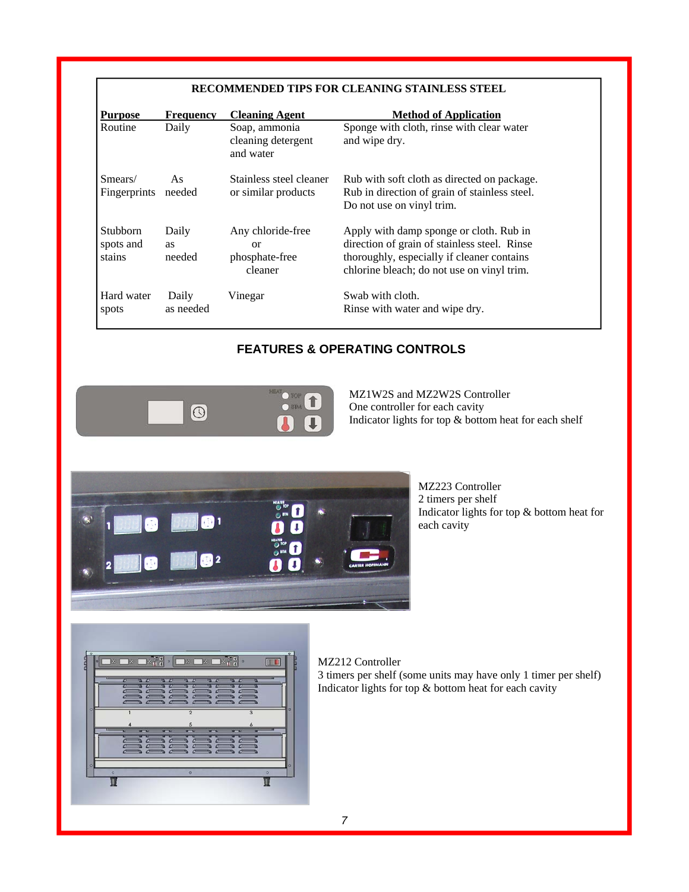**RECOMMENDED TIPS FOR CLEANING STAINLESS STEEL**

| Purpose | Frequency | Cleaning Agent | Method of Application |
| --- | --- | --- | --- |
| Routine | Daily | Soap, ammonia cleaning detergent and water | Sponge with cloth, rinse with clear water and wipe dry. |
| Smears/ Fingerprints | As needed | Stainless steel cleaner or similar products | Rub with soft cloth as directed on package. Rub in direction of grain of stainless steel. Do not use on vinyl trim. |
| Stubborn spots and stains | Daily as needed | Any chloride-free or phosphate-free cleaner | Apply with damp sponge or cloth. Rub in direction of grain of stainless steel. Rinse thoroughly, especially if cleaner contains chlorine bleach; do not use on vinyl trim. |
| Hard water spots | Daily as needed | Vinegar | Swab with cloth. Rinse with water and wipe dry. |

## FEATURES & OPERATING CONTROLS

MZ1W2S and MZ2W2S Controller
One controller for each cavity
Indicator lights for top & bottom heat for each shelf

MZ223 Controller
2 timers per shelf
Indicator lights for top & bottom heat for each cavity

MZ212 Controller
3 timers per shelf (some units may have only 1 timer per shelf)
Indicator lights for top & bottom heat for each cavity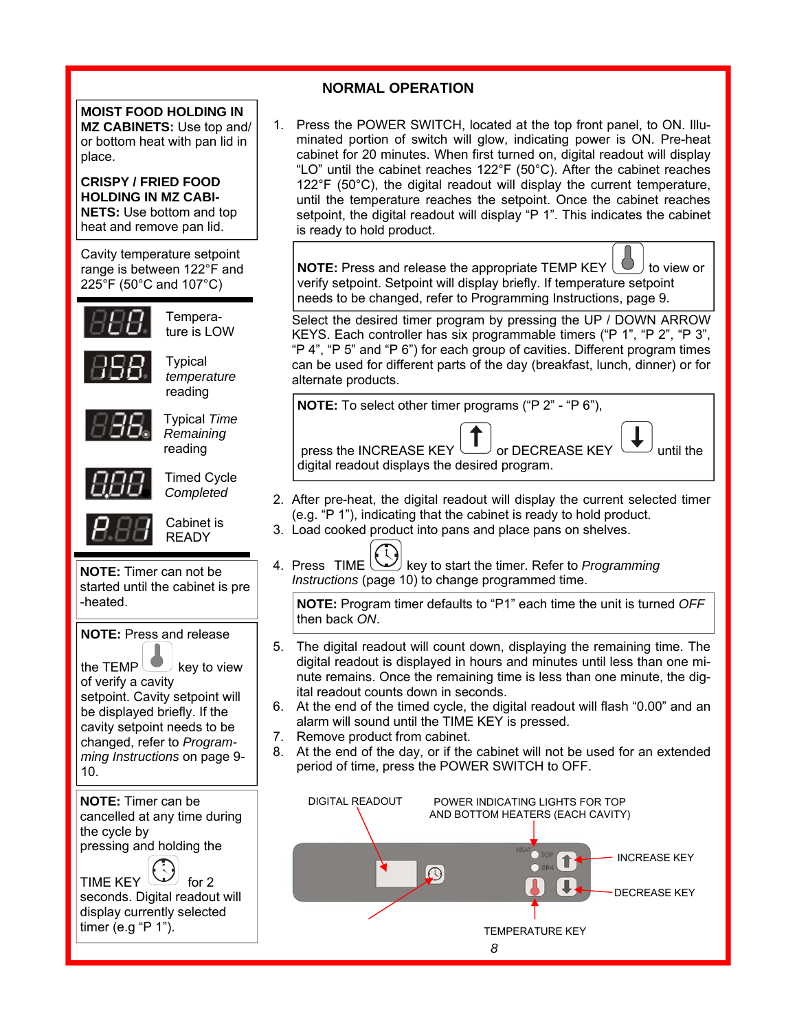# NORMAL OPERATION

**MOIST FOOD HOLDING IN MZ CABINETS:** Use top and/or bottom heat with pan lid in place.

**CRISPY / FRIED FOOD HOLDING IN MZ CABINETS:** Use bottom and top heat and remove pan lid.

Cavity temperature setpoint range is between 122°F and 225°F (50°C and 107°C)

| Display | Meaning |
|---|---|
| LO | Temperature is LOW |
| 158 | Typical *temperature* reading |
| 36 | Typical *Time Remaining* reading |
| 0.00 | Timed Cycle *Completed* |
| P. | Cabinet is READY |

**NOTE:** Timer can not be started until the cabinet is pre-heated.

**NOTE:** Press and release the TEMP key to view of verify a cavity setpoint. Cavity setpoint will be displayed briefly. If the cavity setpoint needs to be changed, refer to *Programming Instructions* on page 9-10.

**NOTE:** Timer can be cancelled at any time during the cycle by pressing and holding the TIME KEY for 2 seconds. Digital readout will display currently selected timer (e.g "P 1").

1. Press the POWER SWITCH, located at the top front panel, to ON. Illuminated portion of switch will glow, indicating power is ON. Pre-heat cabinet for 20 minutes. When first turned on, digital readout will display "LO" until the cabinet reaches 122°F (50°C). After the cabinet reaches 122°F (50°C), the digital readout will display the current temperature, until the temperature reaches the setpoint. Once the cabinet reaches setpoint, the digital readout will display "P 1". This indicates the cabinet is ready to hold product.

**NOTE:** Press and release the appropriate TEMP KEY to view or verify setpoint. Setpoint will display briefly. If temperature setpoint needs to be changed, refer to Programming Instructions, page 9.

Select the desired timer program by pressing the UP / DOWN ARROW KEYS. Each controller has six programmable timers ("P 1", "P 2", "P 3", "P 4", "P 5" and "P 6") for each group of cavities. Different program times can be used for different parts of the day (breakfast, lunch, dinner) or for alternate products.

**NOTE:** To select other timer programs ("P 2" - "P 6"), press the INCREASE KEY or DECREASE KEY until the digital readout displays the desired program.

2. After pre-heat, the digital readout will display the current selected timer (e.g. "P 1"), indicating that the cabinet is ready to hold product.
3. Load cooked product into pans and place pans on shelves.
4. Press TIME key to start the timer. Refer to *Programming Instructions* (page 10) to change programmed time.

**NOTE:** Program timer defaults to "P1" each time the unit is turned *OFF* then back *ON*.

5. The digital readout will count down, displaying the remaining time. The digital readout is displayed in hours and minutes until less than one minute remains. Once the remaining time is less than one minute, the digital readout counts down in seconds.
6. At the end of the timed cycle, the digital readout will flash "0.00" and an alarm will sound until the TIME KEY is pressed.
7. Remove product from cabinet.
8. At the end of the day, or if the cabinet will not be used for an extended period of time, press the POWER SWITCH to OFF.

DIGITAL READOUT — POWER INDICATING LIGHTS FOR TOP AND BOTTOM HEATERS (EACH CAVITY) — INCREASE KEY — DECREASE KEY — TEMPERATURE KEY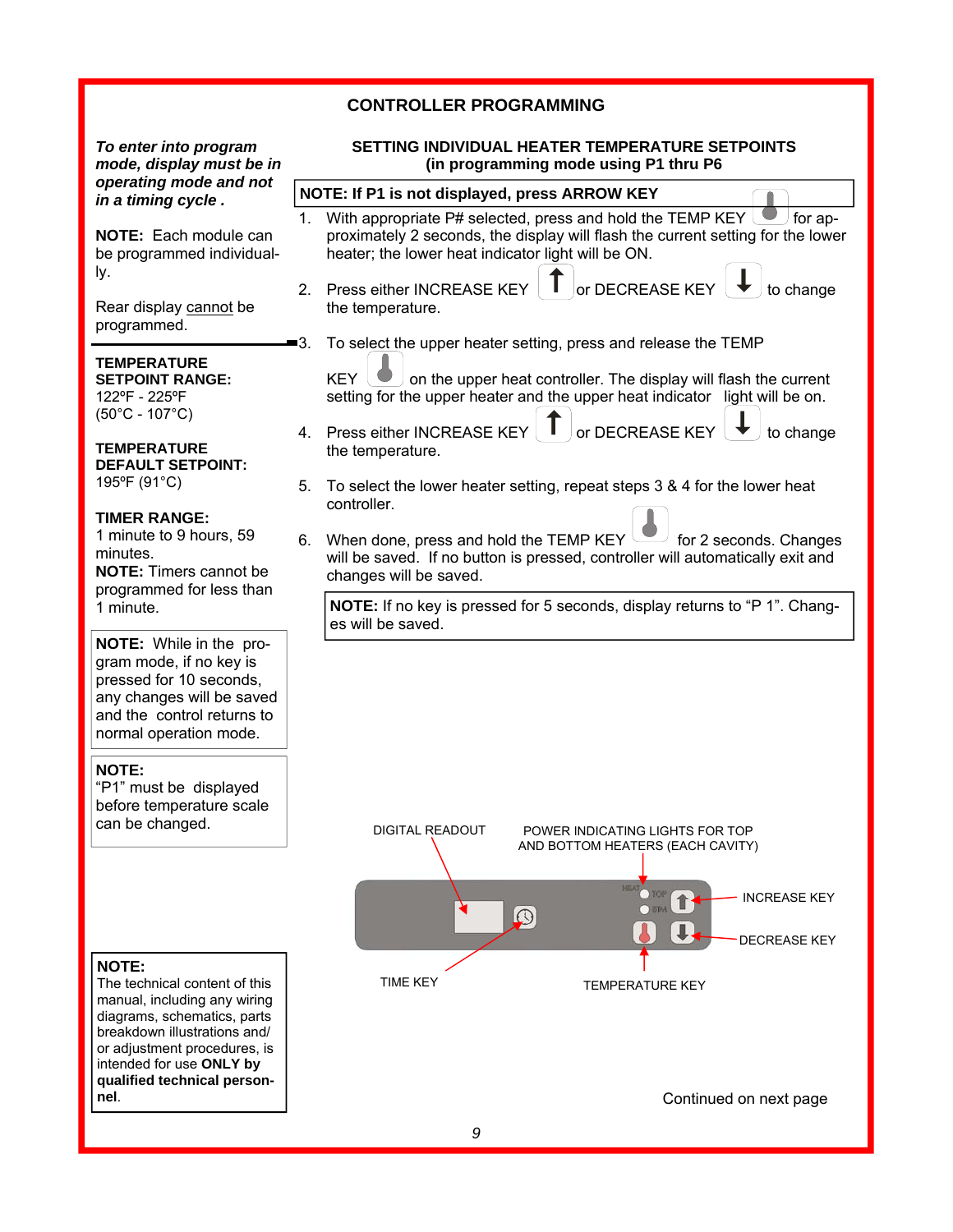# CONTROLLER PROGRAMMING

## SETTING INDIVIDUAL HEATER TEMPERATURE SETPOINTS
### (in programming mode using P1 thru P6)

**NOTE: If P1 is not displayed, press ARROW KEY**

1. With appropriate P# selected, press and hold the TEMP KEY for approximately 2 seconds, the display will flash the current setting for the lower heater; the lower heat indicator light will be ON.
2. Press either INCREASE KEY or DECREASE KEY to change the temperature.
3. To select the upper heater setting, press and release the TEMP KEY on the upper heat controller. The display will flash the current setting for the upper heater and the upper heat indicator light will be on.
4. Press either INCREASE KEY or DECREASE KEY to change the temperature.
5. To select the lower heater setting, repeat steps 3 & 4 for the lower heat controller.
6. When done, press and hold the TEMP KEY for 2 seconds. Changes will be saved. If no button is pressed, controller will automatically exit and changes will be saved.

**NOTE:** If no key is pressed for 5 seconds, display returns to “P 1”. Changes will be saved.

DIGITAL READOUT

POWER INDICATING LIGHTS FOR TOP AND BOTTOM HEATERS (EACH CAVITY)

INCREASE KEY

DECREASE KEY

TIME KEY

TEMPERATURE KEY

Continued on next page

***To enter into program mode, display must be in operating mode and not in a timing cycle .***

**NOTE:** Each module can be programmed individually.

Rear display cannot be programmed.

**TEMPERATURE SETPOINT RANGE:**
122ºF - 225ºF
(50°C - 107°C)

**TEMPERATURE DEFAULT SETPOINT:**
195ºF (91°C)

**TIMER RANGE:**
1 minute to 9 hours, 59 minutes.
**NOTE:** Timers cannot be programmed for less than 1 minute.

**NOTE:** While in the program mode, if no key is pressed for 10 seconds, any changes will be saved and the control returns to normal operation mode.

**NOTE:**
“P1” must be displayed before temperature scale can be changed.

**NOTE:**
The technical content of this manual, including any wiring diagrams, schematics, parts breakdown illustrations and/or adjustment procedures, is intended for use **ONLY by qualified technical personnel**.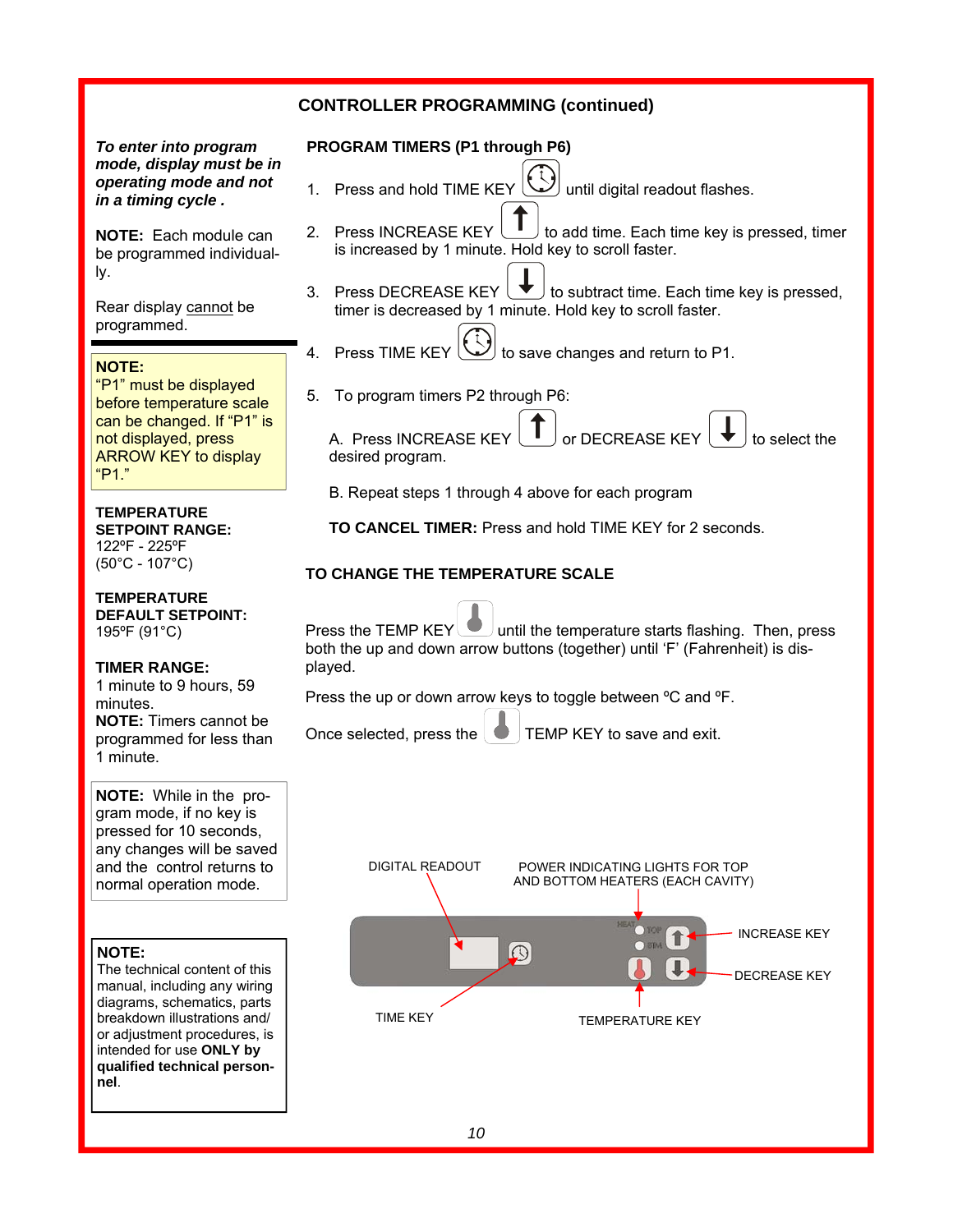## CONTROLLER PROGRAMMING (continued)

***To enter into program mode, display must be in operating mode and not in a timing cycle .***

**NOTE:** Each module can be programmed individually.

Rear display cannot be programmed.

**NOTE:**
"P1" must be displayed before temperature scale can be changed. If "P1" is not displayed, press ARROW KEY to display "P1."

**TEMPERATURE SETPOINT RANGE:**
122ºF - 225ºF
(50°C - 107°C)

**TEMPERATURE DEFAULT SETPOINT:**
195ºF (91°C)

**TIMER RANGE:**
1 minute to 9 hours, 59 minutes.
**NOTE:** Timers cannot be programmed for less than 1 minute.

**NOTE:** While in the program mode, if no key is pressed for 10 seconds, any changes will be saved and the control returns to normal operation mode.

**NOTE:**
The technical content of this manual, including any wiring diagrams, schematics, parts breakdown illustrations and/or adjustment procedures, is intended for use **ONLY by qualified technical personnel**.

### PROGRAM TIMERS (P1 through P6)

1. Press and hold TIME KEY until digital readout flashes.
2. Press INCREASE KEY to add time. Each time key is pressed, timer is increased by 1 minute. Hold key to scroll faster.
3. Press DECREASE KEY to subtract time. Each time key is pressed, timer is decreased by 1 minute. Hold key to scroll faster.
4. Press TIME KEY to save changes and return to P1.
5. To program timers P2 through P6:

   A. Press INCREASE KEY or DECREASE KEY to select the desired program.

   B. Repeat steps 1 through 4 above for each program

   **TO CANCEL TIMER:** Press and hold TIME KEY for 2 seconds.

### TO CHANGE THE TEMPERATURE SCALE

Press the TEMP KEY until the temperature starts flashing. Then, press both the up and down arrow buttons (together) until 'F' (Fahrenheit) is displayed.

Press the up or down arrow keys to toggle between ºC and ºF.

Once selected, press the TEMP KEY to save and exit.

DIGITAL READOUT
POWER INDICATING LIGHTS FOR TOP AND BOTTOM HEATERS (EACH CAVITY)
INCREASE KEY
DECREASE KEY
TIME KEY
TEMPERATURE KEY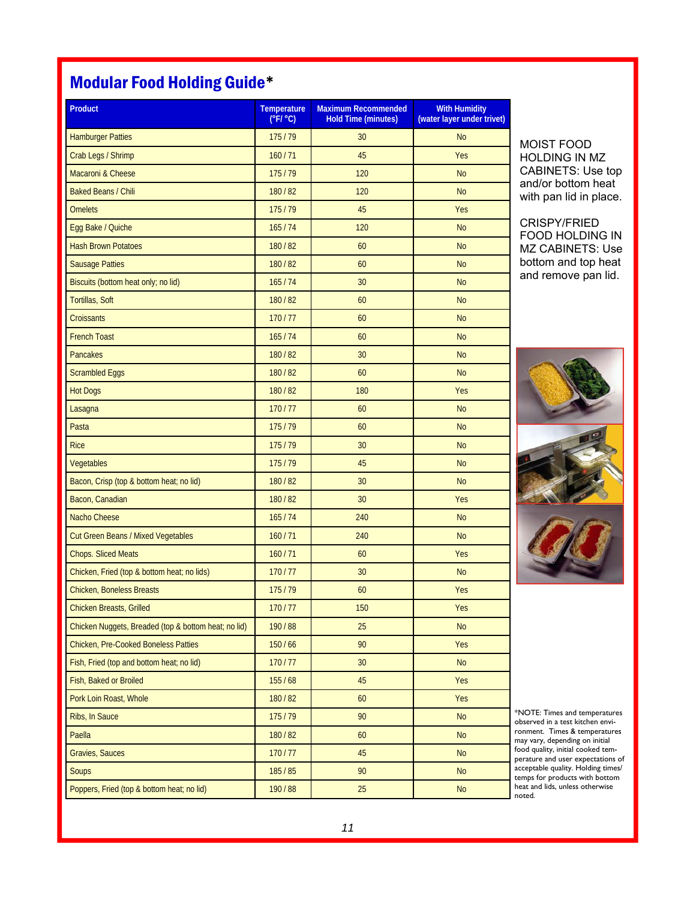# Modular Food Holding Guide*

| Product | Temperature (°F/ °C) | Maximum Recommended Hold Time (minutes) | With Humidity (water layer under trivet) |
|---|---|---|---|
| Hamburger Patties | 175 / 79 | 30 | No |
| Crab Legs / Shrimp | 160 / 71 | 45 | Yes |
| Macaroni & Cheese | 175 / 79 | 120 | No |
| Baked Beans / Chili | 180 / 82 | 120 | No |
| Omelets | 175 / 79 | 45 | Yes |
| Egg Bake / Quiche | 165 / 74 | 120 | No |
| Hash Brown Potatoes | 180 / 82 | 60 | No |
| Sausage Patties | 180 / 82 | 60 | No |
| Biscuits (bottom heat only; no lid) | 165 / 74 | 30 | No |
| Tortillas, Soft | 180 / 82 | 60 | No |
| Croissants | 170 / 77 | 60 | No |
| French Toast | 165 / 74 | 60 | No |
| Pancakes | 180 / 82 | 30 | No |
| Scrambled Eggs | 180 / 82 | 60 | No |
| Hot Dogs | 180 / 82 | 180 | Yes |
| Lasagna | 170 / 77 | 60 | No |
| Pasta | 175 / 79 | 60 | No |
| Rice | 175 / 79 | 30 | No |
| Vegetables | 175 / 79 | 45 | No |
| Bacon, Crisp (top & bottom heat; no lid) | 180 / 82 | 30 | No |
| Bacon, Canadian | 180 / 82 | 30 | Yes |
| Nacho Cheese | 165 / 74 | 240 | No |
| Cut Green Beans / Mixed Vegetables | 160 / 71 | 240 | No |
| Chops. Sliced Meats | 160 / 71 | 60 | Yes |
| Chicken, Fried (top & bottom heat; no lids) | 170 / 77 | 30 | No |
| Chicken, Boneless Breasts | 175 / 79 | 60 | Yes |
| Chicken Breasts, Grilled | 170 / 77 | 150 | Yes |
| Chicken Nuggets, Breaded (top & bottom heat; no lid) | 190 / 88 | 25 | No |
| Chicken, Pre-Cooked Boneless Patties | 150 / 66 | 90 | Yes |
| Fish, Fried (top and bottom heat; no lid) | 170 / 77 | 30 | No |
| Fish, Baked or Broiled | 155 / 68 | 45 | Yes |
| Pork Loin Roast, Whole | 180 / 82 | 60 | Yes |
| Ribs, In Sauce | 175 / 79 | 90 | No |
| Paella | 180 / 82 | 60 | No |
| Gravies, Sauces | 170 / 77 | 45 | No |
| Soups | 185 / 85 | 90 | No |
| Poppers, Fried (top & bottom heat; no lid) | 190 / 88 | 25 | No |

MOIST FOOD HOLDING IN MZ CABINETS: Use top and/or bottom heat with pan lid in place.

CRISPY/FRIED FOOD HOLDING IN MZ CABINETS: Use bottom and top heat and remove pan lid.

*NOTE: Times and temperatures observed in a test kitchen environment. Times & temperatures may vary, depending on initial food quality, initial cooked temperature and user expectations of acceptable quality. Holding times/temps for products with bottom heat and lids, unless otherwise noted.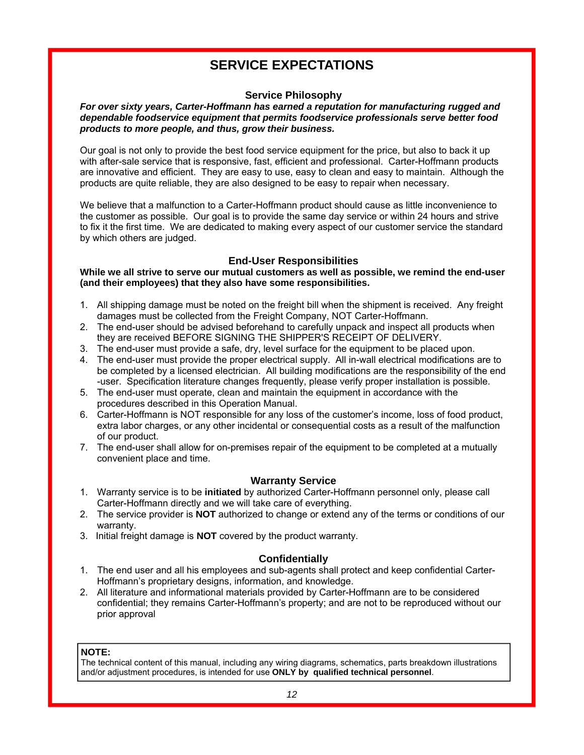# SERVICE EXPECTATIONS

## Service Philosophy

***For over sixty years, Carter-Hoffmann has earned a reputation for manufacturing rugged and dependable foodservice equipment that permits foodservice professionals serve better food products to more people, and thus, grow their business.***

Our goal is not only to provide the best food service equipment for the price, but also to back it up with after-sale service that is responsive, fast, efficient and professional. Carter-Hoffmann products are innovative and efficient. They are easy to use, easy to clean and easy to maintain. Although the products are quite reliable, they are also designed to be easy to repair when necessary.

We believe that a malfunction to a Carter-Hoffmann product should cause as little inconvenience to the customer as possible. Our goal is to provide the same day service or within 24 hours and strive to fix it the first time. We are dedicated to making every aspect of our customer service the standard by which others are judged.

## End-User Responsibilities

**While we all strive to serve our mutual customers as well as possible, we remind the end-user (and their employees) that they also have some responsibilities.**

1. All shipping damage must be noted on the freight bill when the shipment is received. Any freight damages must be collected from the Freight Company, NOT Carter-Hoffmann.
2. The end-user should be advised beforehand to carefully unpack and inspect all products when they are received BEFORE SIGNING THE SHIPPER'S RECEIPT OF DELIVERY.
3. The end-user must provide a safe, dry, level surface for the equipment to be placed upon.
4. The end-user must provide the proper electrical supply. All in-wall electrical modifications are to be completed by a licensed electrician. All building modifications are the responsibility of the end -user. Specification literature changes frequently, please verify proper installation is possible.
5. The end-user must operate, clean and maintain the equipment in accordance with the procedures described in this Operation Manual.
6. Carter-Hoffmann is NOT responsible for any loss of the customer's income, loss of food product, extra labor charges, or any other incidental or consequential costs as a result of the malfunction of our product.
7. The end-user shall allow for on-premises repair of the equipment to be completed at a mutually convenient place and time.

## Warranty Service

1. Warranty service is to be **initiated** by authorized Carter-Hoffmann personnel only, please call Carter-Hoffmann directly and we will take care of everything.
2. The service provider is **NOT** authorized to change or extend any of the terms or conditions of our warranty.
3. Initial freight damage is **NOT** covered by the product warranty.

## Confidentially

1. The end user and all his employees and sub-agents shall protect and keep confidential Carter-Hoffmann's proprietary designs, information, and knowledge.
2. All literature and informational materials provided by Carter-Hoffmann are to be considered confidential; they remains Carter-Hoffmann's property; and are not to be reproduced without our prior approval

**NOTE:**
The technical content of this manual, including any wiring diagrams, schematics, parts breakdown illustrations and/or adjustment procedures, is intended for use **ONLY by qualified technical personnel**.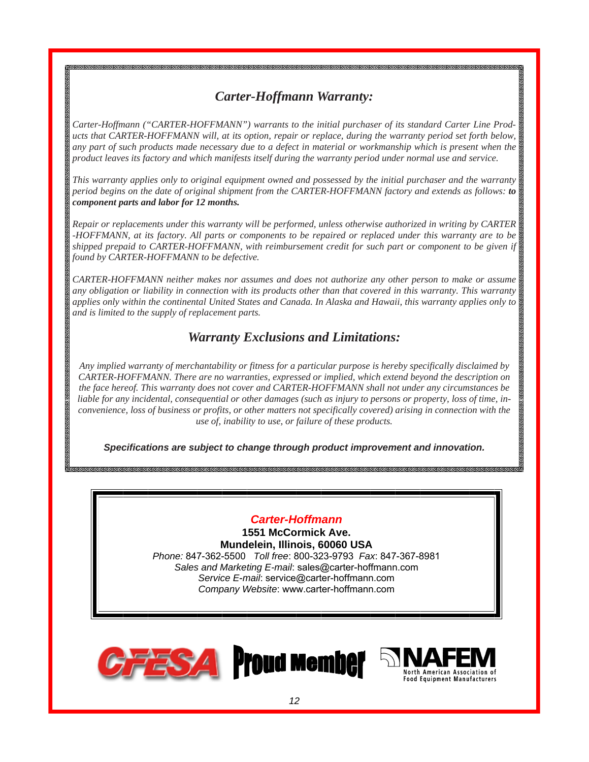## *Carter-Hoffmann Warranty:*

*Carter-Hoffmann ("CARTER-HOFFMANN") warrants to the initial purchaser of its standard Carter Line Products that CARTER-HOFFMANN will, at its option, repair or replace, during the warranty period set forth below, any part of such products made necessary due to a defect in material or workmanship which is present when the product leaves its factory and which manifests itself during the warranty period under normal use and service.*

*This warranty applies only to original equipment owned and possessed by the initial purchaser and the warranty period begins on the date of original shipment from the CARTER-HOFFMANN factory and extends as follows:* ***to component parts and labor for 12 months.***

*Repair or replacements under this warranty will be performed, unless otherwise authorized in writing by CARTER-HOFFMANN, at its factory. All parts or components to be repaired or replaced under this warranty are to be shipped prepaid to CARTER-HOFFMANN, with reimbursement credit for such part or component to be given if found by CARTER-HOFFMANN to be defective.*

*CARTER-HOFFMANN neither makes nor assumes and does not authorize any other person to make or assume any obligation or liability in connection with its products other than that covered in this warranty. This warranty applies only within the continental United States and Canada. In Alaska and Hawaii, this warranty applies only to and is limited to the supply of replacement parts.*

## *Warranty Exclusions and Limitations:*

*Any implied warranty of merchantability or fitness for a particular purpose is hereby specifically disclaimed by CARTER-HOFFMANN. There are no warranties, expressed or implied, which extend beyond the description on the face hereof. This warranty does not cover and CARTER-HOFFMANN shall not under any circumstances be liable for any incidental, consequential or other damages (such as injury to persons or property, loss of time, inconvenience, loss of business or profits, or other matters not specifically covered) arising in connection with the use of, inability to use, or failure of these products.*

***Specifications are subject to change through product improvement and innovation.***

***Carter-Hoffmann***
**1551 McCormick Ave.**
**Mundelein, Illinois, 60060 USA**
*Phone:* 847-362-5500 *Toll free*: 800-323-9793 *Fax*: 847-367-8981
*Sales and Marketing E-mail*: sales@carter-hoffmann.com
*Service E-mail*: service@carter-hoffmann.com
*Company Website*: www.carter-hoffmann.com

CFESA Proud Member NAFEM North American Association of Food Equipment Manufacturers